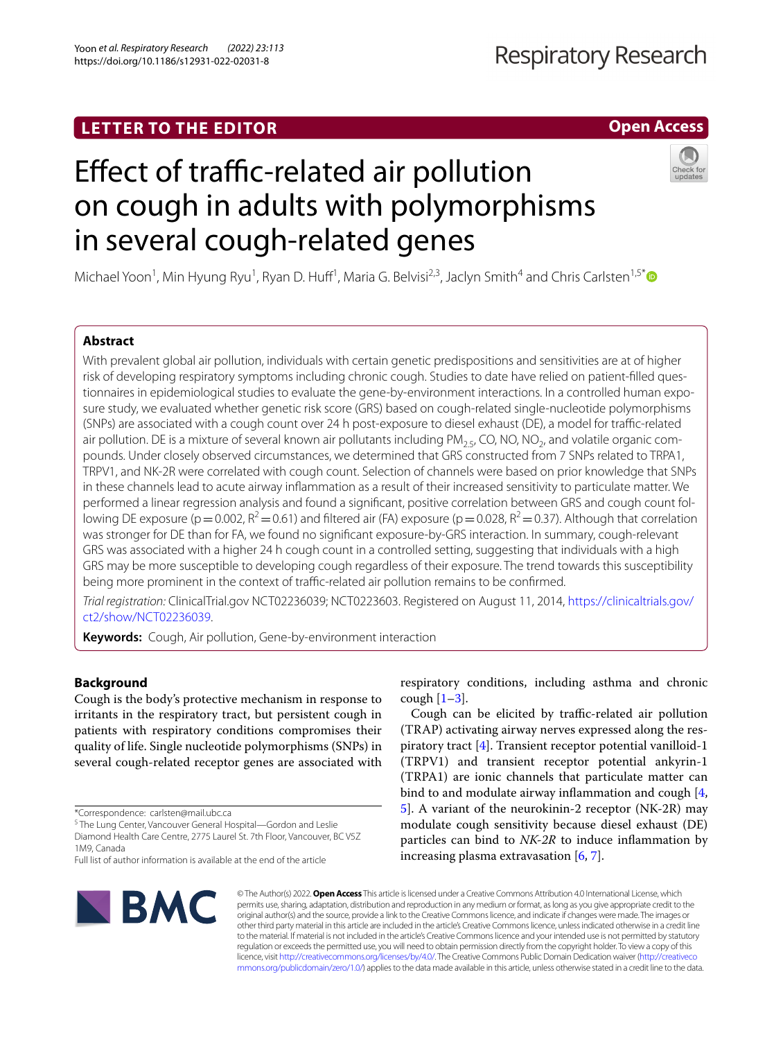**LETTER TO THE EDITOR** | **Open Access**

# Effect of traffic-related air pollution on cough in adults with polymorphisms in several cough-related genes

Michael Yoon[1], Min Hyung Ryu[1], Ryan D. Huff[1], Maria G. Belvisi[2,3], Jaclyn Smith[4] and Chris Carlsten[1,5*]

## Abstract

With prevalent global air pollution, individuals with certain genetic predispositions and sensitivities are at of higher risk of developing respiratory symptoms including chronic cough. Studies to date have relied on patient-filled questionnaires in epidemiological studies to evaluate the gene-by-environment interactions. In a controlled human exposure study, we evaluated whether genetic risk score (GRS) based on cough-related single-nucleotide polymorphisms (SNPs) are associated with a cough count over 24 h post-exposure to diesel exhaust (DE), a model for traffic-related air pollution. DE is a mixture of several known air pollutants including $PM_{2.5}$, CO, NO, $NO_2$, and volatile organic compounds. Under closely observed circumstances, we determined that GRS constructed from 7 SNPs related to TRPA1, TRPV1, and NK-2R were correlated with cough count. Selection of channels were based on prior knowledge that SNPs in these channels lead to acute airway inflammation as a result of their increased sensitivity to particulate matter. We performed a linear regression analysis and found a significant, positive correlation between GRS and cough count following DE exposure ($p=0.002$, $R^2=0.61$) and filtered air (FA) exposure ($p=0.028$, $R^2=0.37$). Although that correlation was stronger for DE than for FA, we found no significant exposure-by-GRS interaction. In summary, cough-relevant GRS was associated with a higher 24 h cough count in a controlled setting, suggesting that individuals with a high GRS may be more susceptible to developing cough regardless of their exposure. The trend towards this susceptibility being more prominent in the context of traffic-related air pollution remains to be confirmed.

*Trial registration:* ClinicalTrial.gov NCT02236039; NCT0223603. Registered on August 11, 2014, https://clinicaltrials.gov/ct2/show/NCT02236039.

**Keywords:** Cough, Air pollution, Gene-by-environment interaction

## Background

Cough is the body's protective mechanism in response to irritants in the respiratory tract, but persistent cough in patients with respiratory conditions compromises their quality of life. Single nucleotide polymorphisms (SNPs) in several cough-related receptor genes are associated with respiratory conditions, including asthma and chronic cough [1–3].

Cough can be elicited by traffic-related air pollution (TRAP) activating airway nerves expressed along the respiratory tract [4]. Transient receptor potential vanilloid-1 (TRPV1) and transient receptor potential ankyrin-1 (TRPA1) are ionic channels that particulate matter can bind to and modulate airway inflammation and cough [4, 5]. A variant of the neurokinin-2 receptor (NK-2R) may modulate cough sensitivity because diesel exhaust (DE) particles can bind to *NK-2R* to induce inflammation by increasing plasma extravasation [6, 7].

*Correspondence: carlsten@mail.ubc.ca

[5] The Lung Center, Vancouver General Hospital—Gordon and Leslie Diamond Health Care Centre, 2775 Laurel St. 7th Floor, Vancouver, BC V5Z 1M9, Canada

Full list of author information is available at the end of the article

© The Author(s) 2022. **Open Access** This article is licensed under a Creative Commons Attribution 4.0 International License, which permits use, sharing, adaptation, distribution and reproduction in any medium or format, as long as you give appropriate credit to the original author(s) and the source, provide a link to the Creative Commons licence, and indicate if changes were made. The images or other third party material in this article are included in the article's Creative Commons licence, unless indicated otherwise in a credit line to the material. If material is not included in the article's Creative Commons licence and your intended use is not permitted by statutory regulation or exceeds the permitted use, you will need to obtain permission directly from the copyright holder. To view a copy of this licence, visit http://creativecommons.org/licenses/by/4.0/. The Creative Commons Public Domain Dedication waiver (http://creativecommons.org/publicdomain/zero/1.0/) applies to the data made available in this article, unless otherwise stated in a credit line to the data.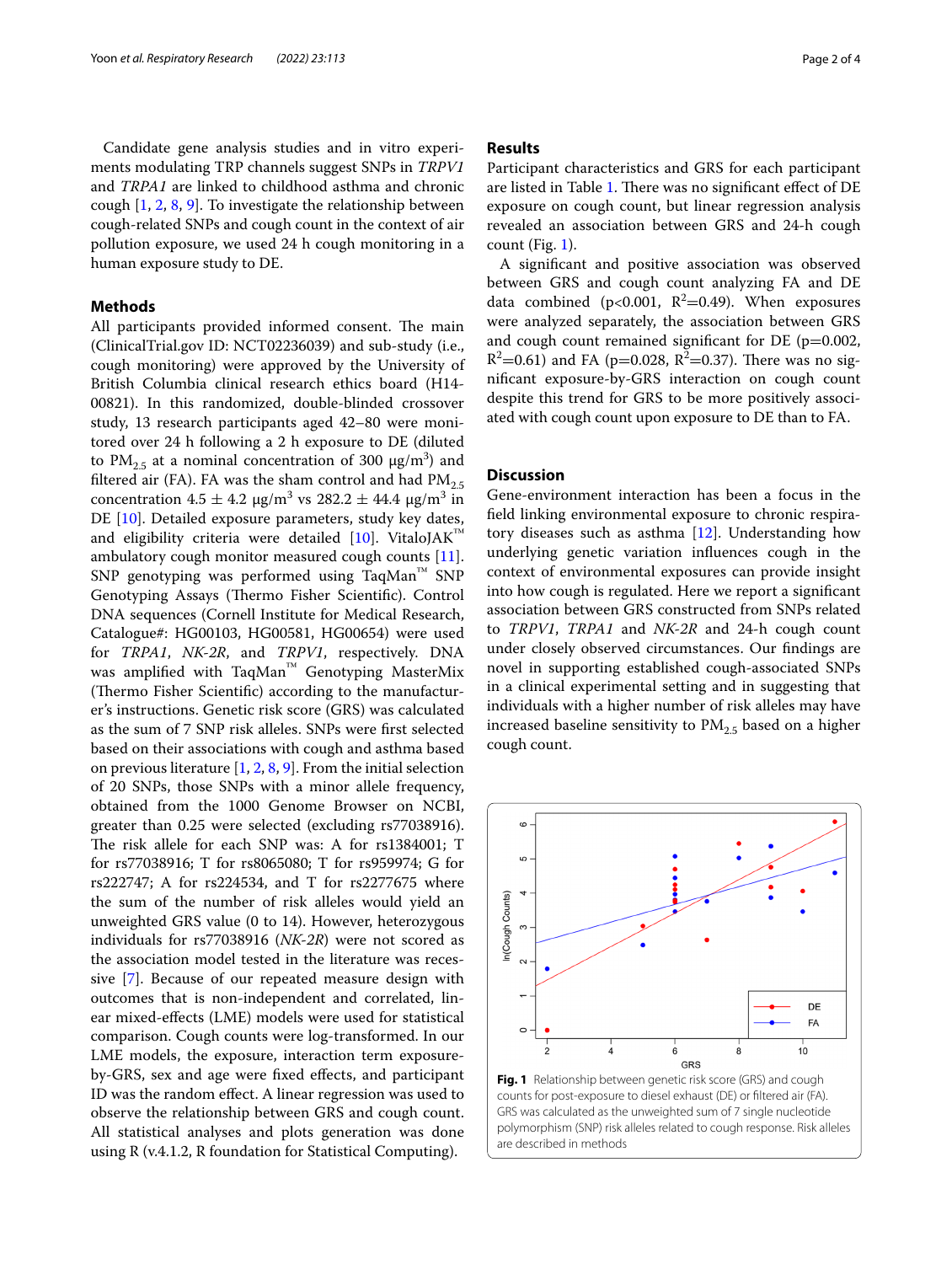Candidate gene analysis studies and in vitro experiments modulating TRP channels suggest SNPs in *TRPV1* and *TRPA1* are linked to childhood asthma and chronic cough [1, 2, 8, 9]. To investigate the relationship between cough-related SNPs and cough count in the context of air pollution exposure, we used 24 h cough monitoring in a human exposure study to DE.

## Methods

All participants provided informed consent. The main (ClinicalTrial.gov ID: NCT02236039) and sub-study (i.e., cough monitoring) were approved by the University of British Columbia clinical research ethics board (H14-00821). In this randomized, double-blinded crossover study, 13 research participants aged 42–80 were monitored over 24 h following a 2 h exposure to DE (diluted to $PM_{2.5}$ at a nominal concentration of 300 μg/m$^3$) and filtered air (FA). FA was the sham control and had $PM_{2.5}$ concentration 4.5 ± 4.2 μg/m$^3$ vs 282.2 ± 44.4 μg/m$^3$ in DE [10]. Detailed exposure parameters, study key dates, and eligibility criteria were detailed [10]. VitaloJAK™ ambulatory cough monitor measured cough counts [11]. SNP genotyping was performed using TaqMan™ SNP Genotyping Assays (Thermo Fisher Scientific). Control DNA sequences (Cornell Institute for Medical Research, Catalogue#: HG00103, HG00581, HG00654) were used for *TRPA1*, *NK-2R*, and *TRPV1*, respectively. DNA was amplified with TaqMan™ Genotyping MasterMix (Thermo Fisher Scientific) according to the manufacturer's instructions. Genetic risk score (GRS) was calculated as the sum of 7 SNP risk alleles. SNPs were first selected based on their associations with cough and asthma based on previous literature [1, 2, 8, 9]. From the initial selection of 20 SNPs, those SNPs with a minor allele frequency, obtained from the 1000 Genome Browser on NCBI, greater than 0.25 were selected (excluding rs77038916). The risk allele for each SNP was: A for rs1384001; T for rs77038916; T for rs8065080; T for rs959974; G for rs222747; A for rs224534, and T for rs2277675 where the sum of the number of risk alleles would yield an unweighted GRS value (0 to 14). However, heterozygous individuals for rs77038916 (*NK-2R*) were not scored as the association model tested in the literature was recessive [7]. Because of our repeated measure design with outcomes that is non-independent and correlated, linear mixed-effects (LME) models were used for statistical comparison. Cough counts were log-transformed. In our LME models, the exposure, interaction term exposure-by-GRS, sex and age were fixed effects, and participant ID was the random effect. A linear regression was used to observe the relationship between GRS and cough count. All statistical analyses and plots generation was done using R (v.4.1.2, R foundation for Statistical Computing).

## Results

Participant characteristics and GRS for each participant are listed in Table 1. There was no significant effect of DE exposure on cough count, but linear regression analysis revealed an association between GRS and 24-h cough count (Fig. 1).

A significant and positive association was observed between GRS and cough count analyzing FA and DE data combined ($p<0.001$, $R^2=0.49$). When exposures were analyzed separately, the association between GRS and cough count remained significant for DE ($p=0.002$, $R^2=0.61$) and FA ($p=0.028$, $R^2=0.37$). There was no significant exposure-by-GRS interaction on cough count despite this trend for GRS to be more positively associated with cough count upon exposure to DE than to FA.

## Discussion

Gene-environment interaction has been a focus in the field linking environmental exposure to chronic respiratory diseases such as asthma [12]. Understanding how underlying genetic variation influences cough in the context of environmental exposures can provide insight into how cough is regulated. Here we report a significant association between GRS constructed from SNPs related to *TRPV1*, *TRPA1* and *NK-2R* and 24-h cough count under closely observed circumstances. Our findings are novel in supporting established cough-associated SNPs in a clinical experimental setting and in suggesting that individuals with a higher number of risk alleles may have increased baseline sensitivity to $PM_{2.5}$ based on a higher cough count.

**Fig. 1** Relationship between genetic risk score (GRS) and cough counts for post-exposure to diesel exhaust (DE) or filtered air (FA). GRS was calculated as the unweighted sum of 7 single nucleotide polymorphism (SNP) risk alleles related to cough response. Risk alleles are described in methods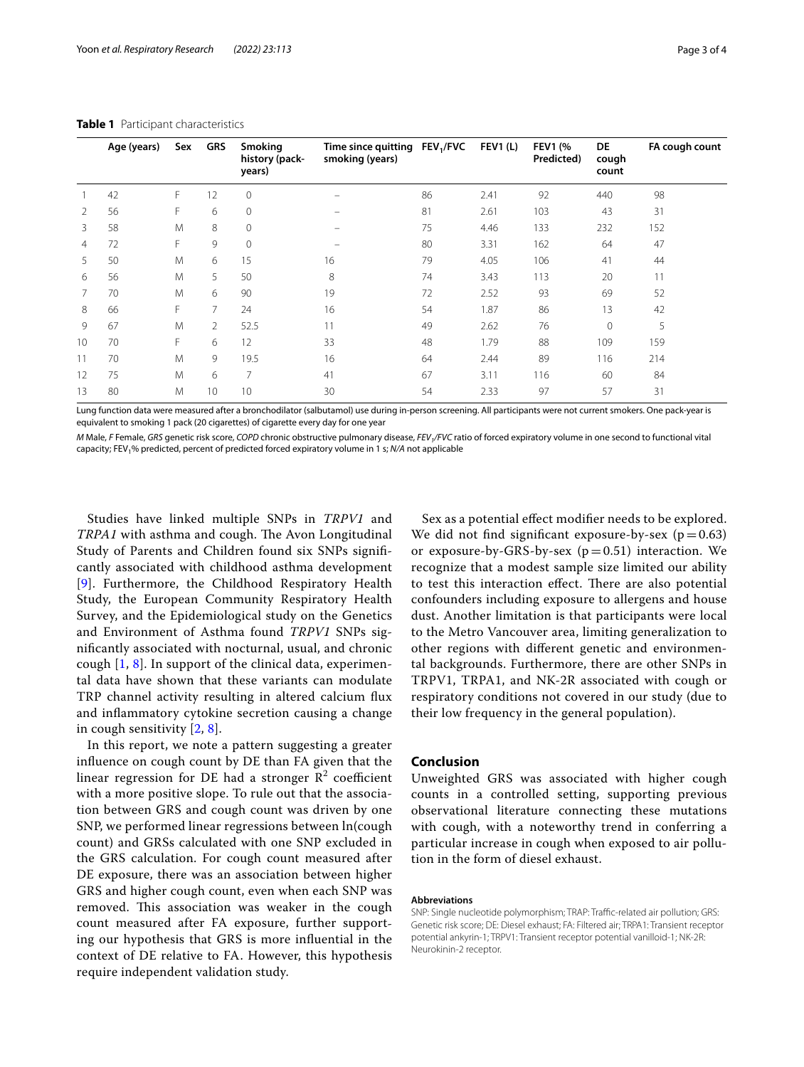**Table 1** Participant characteristics

| | Age (years) | Sex | GRS | Smoking history (pack-years) | Time since quitting smoking (years) | $FEV_1/FVC$ | FEV1 (L) | FEV1 (% Predicted) | DE cough count | FA cough count |
|---|---|---|---|---|---|---|---|---|---|---|
| 1 | 42 | F | 12 | 0 | – | 86 | 2.41 | 92 | 440 | 98 |
| 2 | 56 | F | 6 | 0 | – | 81 | 2.61 | 103 | 43 | 31 |
| 3 | 58 | M | 8 | 0 | – | 75 | 4.46 | 133 | 232 | 152 |
| 4 | 72 | F | 9 | 0 | – | 80 | 3.31 | 162 | 64 | 47 |
| 5 | 50 | M | 6 | 15 | 16 | 79 | 4.05 | 106 | 41 | 44 |
| 6 | 56 | M | 5 | 50 | 8 | 74 | 3.43 | 113 | 20 | 11 |
| 7 | 70 | M | 6 | 90 | 19 | 72 | 2.52 | 93 | 69 | 52 |
| 8 | 66 | F | 7 | 24 | 16 | 54 | 1.87 | 86 | 13 | 42 |
| 9 | 67 | M | 2 | 52.5 | 11 | 49 | 2.62 | 76 | 0 | 5 |
| 10 | 70 | F | 6 | 12 | 33 | 48 | 1.79 | 88 | 109 | 159 |
| 11 | 70 | M | 9 | 19.5 | 16 | 64 | 2.44 | 89 | 116 | 214 |
| 12 | 75 | M | 6 | 7 | 41 | 67 | 3.11 | 116 | 60 | 84 |
| 13 | 80 | M | 10 | 10 | 30 | 54 | 2.33 | 97 | 57 | 31 |

Lung function data were measured after a bronchodilator (salbutamol) use during in-person screening. All participants were not current smokers. One pack-year is equivalent to smoking 1 pack (20 cigarettes) of cigarette every day for one year

*M* Male, *F* Female, *GRS* genetic risk score, *COPD* chronic obstructive pulmonary disease, *$FEV_1/FVC$* ratio of forced expiratory volume in one second to functional vital capacity; $FEV_1$% predicted, percent of predicted forced expiratory volume in 1 s; *N/A* not applicable

Studies have linked multiple SNPs in *TRPV1* and *TRPA1* with asthma and cough. The Avon Longitudinal Study of Parents and Children found six SNPs significantly associated with childhood asthma development [9]. Furthermore, the Childhood Respiratory Health Study, the European Community Respiratory Health Survey, and the Epidemiological study on the Genetics and Environment of Asthma found *TRPV1* SNPs significantly associated with nocturnal, usual, and chronic cough [1, 8]. In support of the clinical data, experimental data have shown that these variants can modulate TRP channel activity resulting in altered calcium flux and inflammatory cytokine secretion causing a change in cough sensitivity [2, 8].

In this report, we note a pattern suggesting a greater influence on cough count by DE than FA given that the linear regression for DE had a stronger $R^2$ coefficient with a more positive slope. To rule out that the association between GRS and cough count was driven by one SNP, we performed linear regressions between ln(cough count) and GRSs calculated with one SNP excluded in the GRS calculation. For cough count measured after DE exposure, there was an association between higher GRS and higher cough count, even when each SNP was removed. This association was weaker in the cough count measured after FA exposure, further supporting our hypothesis that GRS is more influential in the context of DE relative to FA. However, this hypothesis require independent validation study.

Sex as a potential effect modifier needs to be explored. We did not find significant exposure-by-sex ($p = 0.63$) or exposure-by-GRS-by-sex ($p = 0.51$) interaction. We recognize that a modest sample size limited our ability to test this interaction effect. There are also potential confounders including exposure to allergens and house dust. Another limitation is that participants were local to the Metro Vancouver area, limiting generalization to other regions with different genetic and environmental backgrounds. Furthermore, there are other SNPs in TRPV1, TRPA1, and NK-2R associated with cough or respiratory conditions not covered in our study (due to their low frequency in the general population).

## Conclusion

Unweighted GRS was associated with higher cough counts in a controlled setting, supporting previous observational literature connecting these mutations with cough, with a noteworthy trend in conferring a particular increase in cough when exposed to air pollution in the form of diesel exhaust.

#### Abbreviations

SNP: Single nucleotide polymorphism; TRAP: Traffic-related air pollution; GRS: Genetic risk score; DE: Diesel exhaust; FA: Filtered air; TRPA1: Transient receptor potential ankyrin-1; TRPV1: Transient receptor potential vanilloid-1; NK-2R: Neurokinin-2 receptor.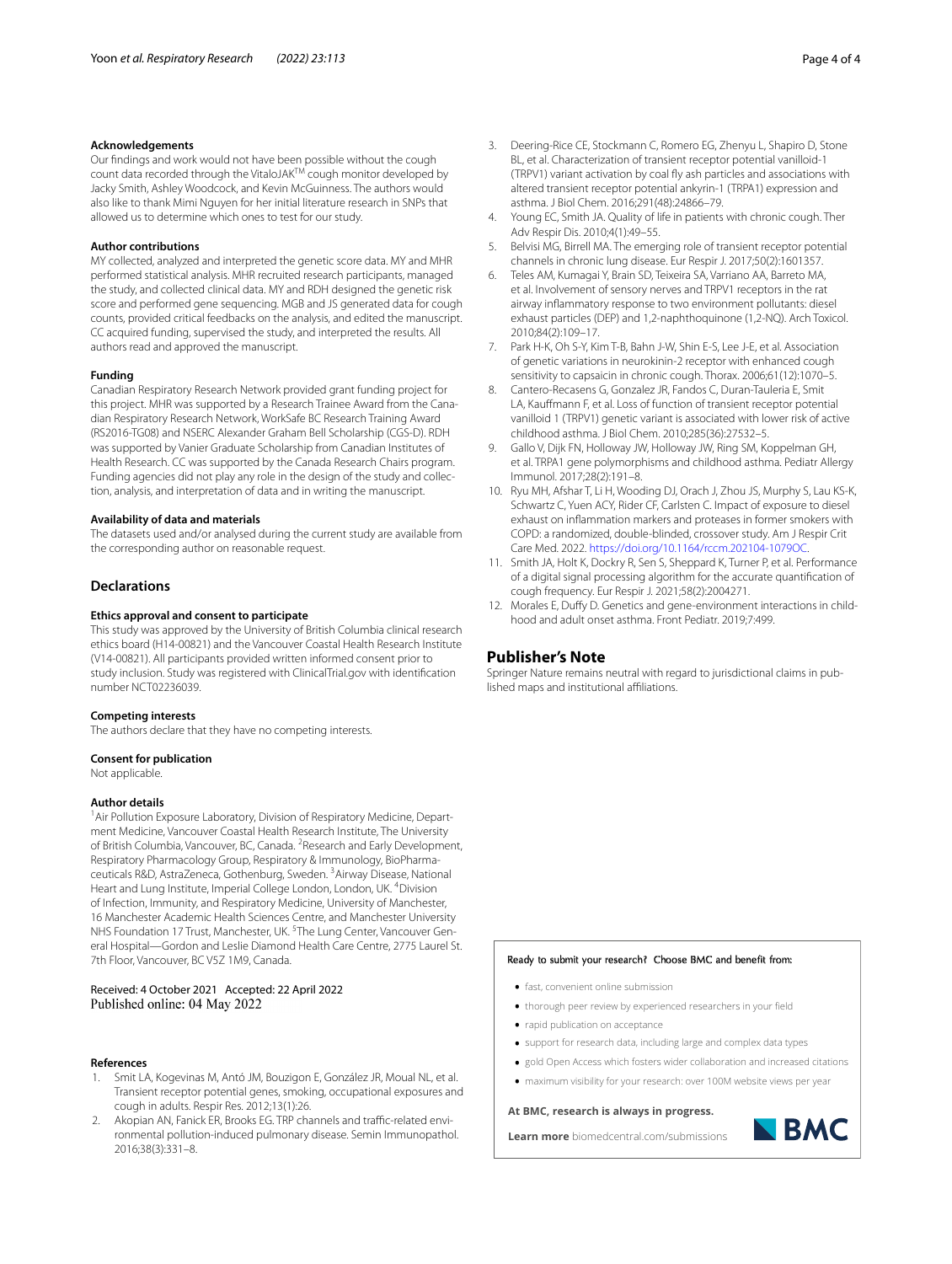### Acknowledgements

Our findings and work would not have been possible without the cough count data recorded through the VitaloJAK™ cough monitor developed by Jacky Smith, Ashley Woodcock, and Kevin McGuinness. The authors would also like to thank Mimi Nguyen for her initial literature research in SNPs that allowed us to determine which ones to test for our study.

### Author contributions

MY collected, analyzed and interpreted the genetic score data. MY and MHR performed statistical analysis. MHR recruited research participants, managed the study, and collected clinical data. MY and RDH designed the genetic risk score and performed gene sequencing. MGB and JS generated data for cough counts, provided critical feedbacks on the analysis, and edited the manuscript. CC acquired funding, supervised the study, and interpreted the results. All authors read and approved the manuscript.

### Funding

Canadian Respiratory Research Network provided grant funding project for this project. MHR was supported by a Research Trainee Award from the Canadian Respiratory Research Network, WorkSafe BC Research Training Award (RS2016-TG08) and NSERC Alexander Graham Bell Scholarship (CGS-D). RDH was supported by Vanier Graduate Scholarship from Canadian Institutes of Health Research. CC was supported by the Canada Research Chairs program. Funding agencies did not play any role in the design of the study and collection, analysis, and interpretation of data and in writing the manuscript.

### Availability of data and materials

The datasets used and/or analysed during the current study are available from the corresponding author on reasonable request.

## Declarations

### Ethics approval and consent to participate

This study was approved by the University of British Columbia clinical research ethics board (H14-00821) and the Vancouver Coastal Health Research Institute (V14-00821). All participants provided written informed consent prior to study inclusion. Study was registered with ClinicalTrial.gov with identification number NCT02236039.

### Competing interests

The authors declare that they have no competing interests.

### Consent for publication

Not applicable.

### Author details

[1]Air Pollution Exposure Laboratory, Division of Respiratory Medicine, Department Medicine, Vancouver Coastal Health Research Institute, The University of British Columbia, Vancouver, BC, Canada. [2]Research and Early Development, Respiratory Pharmacology Group, Respiratory & Immunology, BioPharmaceuticals R&D, AstraZeneca, Gothenburg, Sweden. [3]Airway Disease, National Heart and Lung Institute, Imperial College London, London, UK. [4]Division of Infection, Immunity, and Respiratory Medicine, University of Manchester, 16 Manchester Academic Health Sciences Centre, and Manchester University NHS Foundation 17 Trust, Manchester, UK. [5]The Lung Center, Vancouver General Hospital—Gordon and Leslie Diamond Health Care Centre, 2775 Laurel St. 7th Floor, Vancouver, BC V5Z 1M9, Canada.

Received: 4 October 2021 Accepted: 22 April 2022
Published online: 04 May 2022

### References

1. Smit LA, Kogevinas M, Antó JM, Bouzigon E, González JR, Moual NL, et al. Transient receptor potential genes, smoking, occupational exposures and cough in adults. Respir Res. 2012;13(1):26.
2. Akopian AN, Fanick ER, Brooks EG. TRP channels and traffic-related environmental pollution-induced pulmonary disease. Semin Immunopathol. 2016;38(3):331–8.
3. Deering-Rice CE, Stockmann C, Romero EG, Zhenyu L, Shapiro D, Stone BL, et al. Characterization of transient receptor potential vanilloid-1 (TRPV1) variant activation by coal fly ash particles and associations with altered transient receptor potential ankyrin-1 (TRPA1) expression and asthma. J Biol Chem. 2016;291(48):24866–79.
4. Young EC, Smith JA. Quality of life in patients with chronic cough. Ther Adv Respir Dis. 2010;4(1):49–55.
5. Belvisi MG, Birrell MA. The emerging role of transient receptor potential channels in chronic lung disease. Eur Respir J. 2017;50(2):1601357.
6. Teles AM, Kumagai Y, Brain SD, Teixeira SA, Varriano AA, Barreto MA, et al. Involvement of sensory nerves and TRPV1 receptors in the rat airway inflammatory response to two environment pollutants: diesel exhaust particles (DEP) and 1,2-naphthoquinone (1,2-NQ). Arch Toxicol. 2010;84(2):109–17.
7. Park H-K, Oh S-Y, Kim T-B, Bahn J-W, Shin E-S, Lee J-E, et al. Association of genetic variations in neurokinin-2 receptor with enhanced cough sensitivity to capsaicin in chronic cough. Thorax. 2006;61(12):1070–5.
8. Cantero-Recasens G, Gonzalez JR, Fandos C, Duran-Tauleria E, Smit LA, Kauffmann F, et al. Loss of function of transient receptor potential vanilloid 1 (TRPV1) genetic variant is associated with lower risk of active childhood asthma. J Biol Chem. 2010;285(36):27532–5.
9. Gallo V, Dijk FN, Holloway JW, Holloway JW, Ring SM, Koppelman GH, et al. TRPA1 gene polymorphisms and childhood asthma. Pediatr Allergy Immunol. 2017;28(2):191–8.
10. Ryu MH, Afshar T, Li H, Wooding DJ, Orach J, Zhou JS, Murphy S, Lau KS-K, Schwartz C, Yuen ACY, Rider CF, Carlsten C. Impact of exposure to diesel exhaust on inflammation markers and proteases in former smokers with COPD: a randomized, double-blinded, crossover study. Am J Respir Crit Care Med. 2022. https://doi.org/10.1164/rccm.202104-1079OC.
11. Smith JA, Holt K, Dockry R, Sen S, Sheppard K, Turner P, et al. Performance of a digital signal processing algorithm for the accurate quantification of cough frequency. Eur Respir J. 2021;58(2):2004271.
12. Morales E, Duffy D. Genetics and gene-environment interactions in childhood and adult onset asthma. Front Pediatr. 2019;7:499.

## Publisher's Note

Springer Nature remains neutral with regard to jurisdictional claims in published maps and institutional affiliations.

Ready to submit your research? Choose BMC and benefit from:

- fast, convenient online submission
- thorough peer review by experienced researchers in your field
- rapid publication on acceptance
- support for research data, including large and complex data types
- gold Open Access which fosters wider collaboration and increased citations
- maximum visibility for your research: over 100M website views per year

**At BMC, research is always in progress.**

**Learn more** biomedcentral.com/submissions

BMC